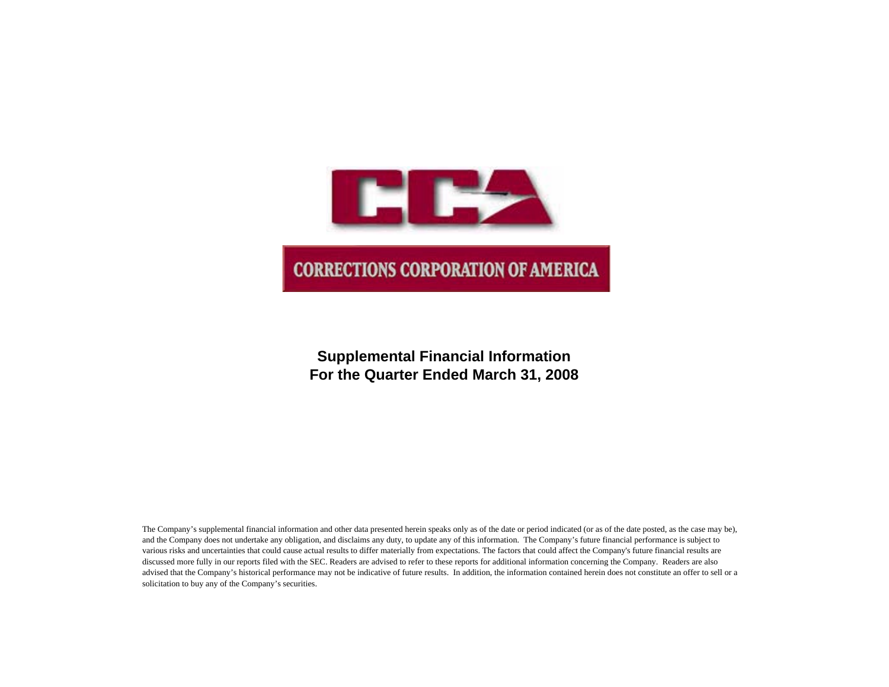# CCA

## CORRECTIONS CORPORATION OF AMERICA

**Supplemental Financial Information**
**For the Quarter Ended March 31, 2008**

The Company's supplemental financial information and other data presented herein speaks only as of the date or period indicated (or as of the date posted, as the case may be), and the Company does not undertake any obligation, and disclaims any duty, to update any of this information. The Company's future financial performance is subject to various risks and uncertainties that could cause actual results to differ materially from expectations. The factors that could affect the Company's future financial results are discussed more fully in our reports filed with the SEC. Readers are advised to refer to these reports for additional information concerning the Company. Readers are also advised that the Company's historical performance may not be indicative of future results. In addition, the information contained herein does not constitute an offer to sell or a solicitation to buy any of the Company's securities.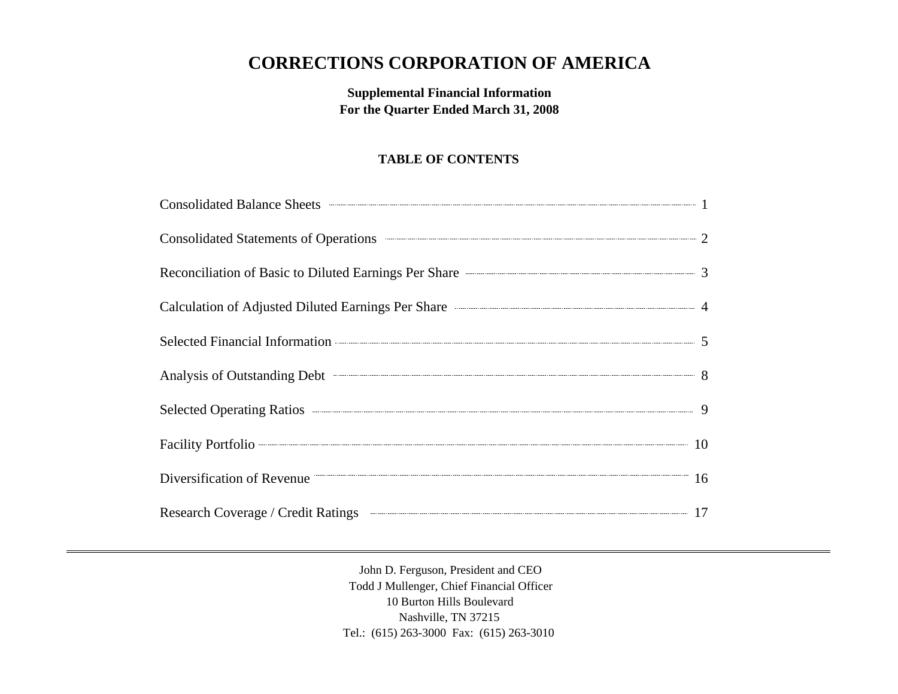# CORRECTIONS CORPORATION OF AMERICA

**Supplemental Financial Information**
**For the Quarter Ended March 31, 2008**

**TABLE OF CONTENTS**

| | |
|---|---|
| Consolidated Balance Sheets | 1 |
| Consolidated Statements of Operations | 2 |
| Reconciliation of Basic to Diluted Earnings Per Share | 3 |
| Calculation of Adjusted Diluted Earnings Per Share | 4 |
| Selected Financial Information | 5 |
| Analysis of Outstanding Debt | 8 |
| Selected Operating Ratios | 9 |
| Facility Portfolio | 10 |
| Diversification of Revenue | 16 |
| Research Coverage / Credit Ratings | 17 |

---

John D. Ferguson, President and CEO
Todd J Mullenger, Chief Financial Officer
10 Burton Hills Boulevard
Nashville, TN 37215
Tel.: (615) 263-3000 Fax: (615) 263-3010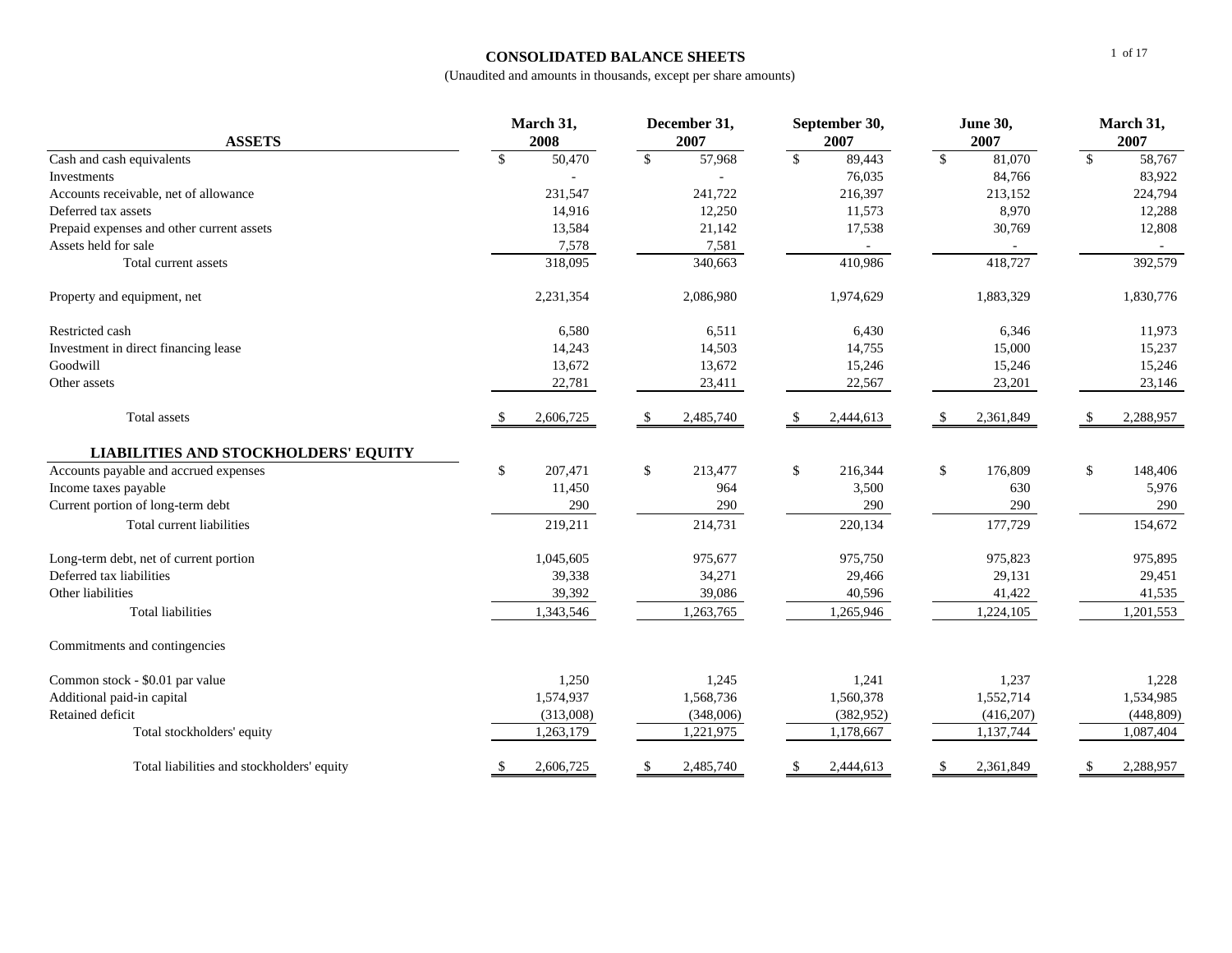# CONSOLIDATED BALANCE SHEETS

(Unaudited and amounts in thousands, except per share amounts)

| ASSETS | March 31, 2008 | December 31, 2007 | September 30, 2007 | June 30, 2007 | March 31, 2007 |
|---|---|---|---|---|---|
| Cash and cash equivalents | $ 50,470 | $ 57,968 | $ 89,443 | $ 81,070 | $ 58,767 |
| Investments | - | - | 76,035 | 84,766 | 83,922 |
| Accounts receivable, net of allowance | 231,547 | 241,722 | 216,397 | 213,152 | 224,794 |
| Deferred tax assets | 14,916 | 12,250 | 11,573 | 8,970 | 12,288 |
| Prepaid expenses and other current assets | 13,584 | 21,142 | 17,538 | 30,769 | 12,808 |
| Assets held for sale | 7,578 | 7,581 | - | - | - |
| Total current assets | 318,095 | 340,663 | 410,986 | 418,727 | 392,579 |
| Property and equipment, net | 2,231,354 | 2,086,980 | 1,974,629 | 1,883,329 | 1,830,776 |
| Restricted cash | 6,580 | 6,511 | 6,430 | 6,346 | 11,973 |
| Investment in direct financing lease | 14,243 | 14,503 | 14,755 | 15,000 | 15,237 |
| Goodwill | 13,672 | 13,672 | 15,246 | 15,246 | 15,246 |
| Other assets | 22,781 | 23,411 | 22,567 | 23,201 | 23,146 |
| Total assets | $ 2,606,725 | $ 2,485,740 | $ 2,444,613 | $ 2,361,849 | $ 2,288,957 |
| **LIABILITIES AND STOCKHOLDERS' EQUITY** | | | | | |
| Accounts payable and accrued expenses | $ 207,471 | $ 213,477 | $ 216,344 | $ 176,809 | $ 148,406 |
| Income taxes payable | 11,450 | 964 | 3,500 | 630 | 5,976 |
| Current portion of long-term debt | 290 | 290 | 290 | 290 | 290 |
| Total current liabilities | 219,211 | 214,731 | 220,134 | 177,729 | 154,672 |
| Long-term debt, net of current portion | 1,045,605 | 975,677 | 975,750 | 975,823 | 975,895 |
| Deferred tax liabilities | 39,338 | 34,271 | 29,466 | 29,131 | 29,451 |
| Other liabilities | 39,392 | 39,086 | 40,596 | 41,422 | 41,535 |
| Total liabilities | 1,343,546 | 1,263,765 | 1,265,946 | 1,224,105 | 1,201,553 |
| Commitments and contingencies | | | | | |
| Common stock - $0.01 par value | 1,250 | 1,245 | 1,241 | 1,237 | 1,228 |
| Additional paid-in capital | 1,574,937 | 1,568,736 | 1,560,378 | 1,552,714 | 1,534,985 |
| Retained deficit | (313,008) | (348,006) | (382,952) | (416,207) | (448,809) |
| Total stockholders' equity | 1,263,179 | 1,221,975 | 1,178,667 | 1,137,744 | 1,087,404 |
| Total liabilities and stockholders' equity | $ 2,606,725 | $ 2,485,740 | $ 2,444,613 | $ 2,361,849 | $ 2,288,957 |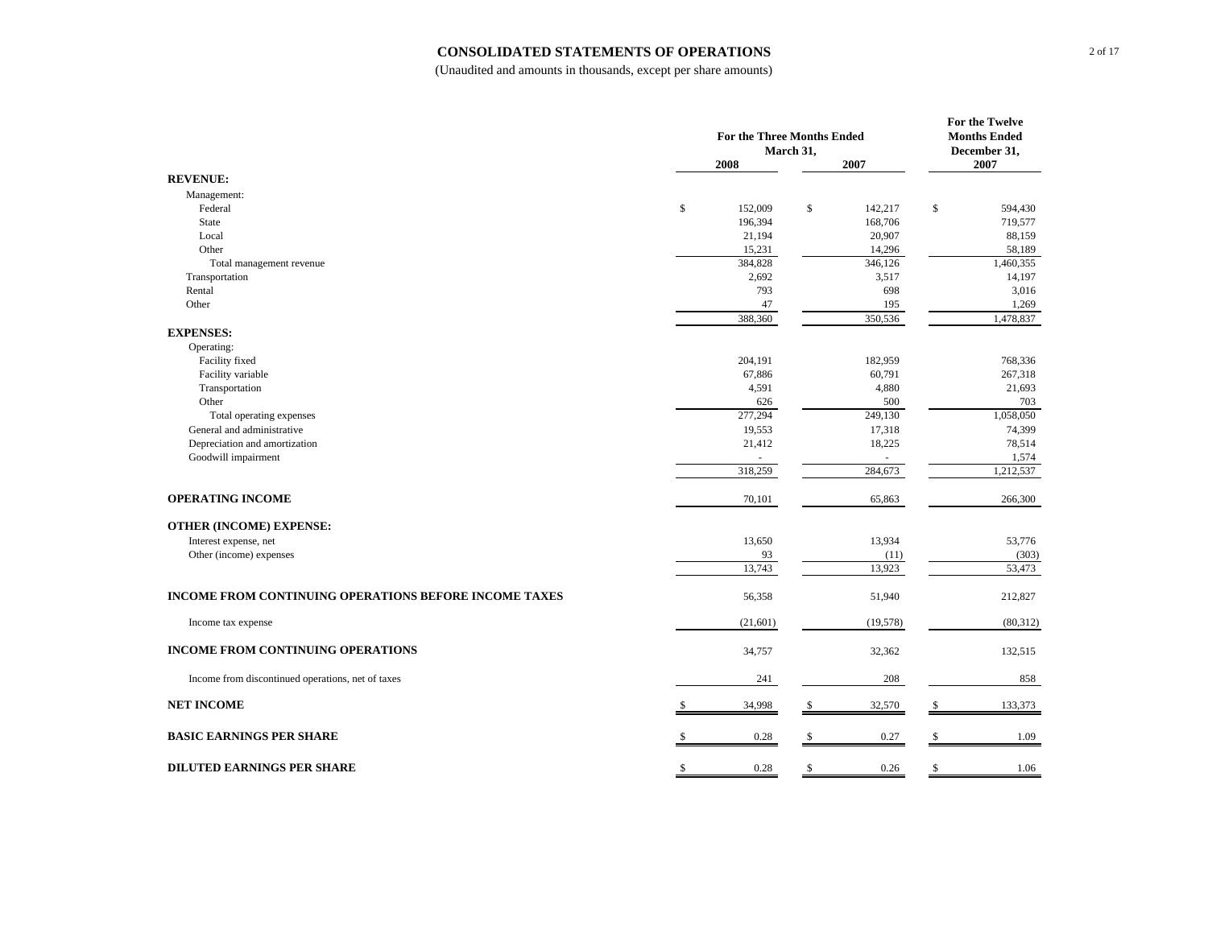# CONSOLIDATED STATEMENTS OF OPERATIONS

(Unaudited and amounts in thousands, except per share amounts)

| | For the Three Months Ended March 31, 2008 | For the Three Months Ended March 31, 2007 | For the Twelve Months Ended December 31, 2007 |
|---|---|---|---|
| **REVENUE:** | | | |
| Management: | | | |
| Federal | $ 152,009 | $ 142,217 | $ 594,430 |
| State | 196,394 | 168,706 | 719,577 |
| Local | 21,194 | 20,907 | 88,159 |
| Other | 15,231 | 14,296 | 58,189 |
| Total management revenue | 384,828 | 346,126 | 1,460,355 |
| Transportation | 2,692 | 3,517 | 14,197 |
| Rental | 793 | 698 | 3,016 |
| Other | 47 | 195 | 1,269 |
| | 388,360 | 350,536 | 1,478,837 |
| **EXPENSES:** | | | |
| Operating: | | | |
| Facility fixed | 204,191 | 182,959 | 768,336 |
| Facility variable | 67,886 | 60,791 | 267,318 |
| Transportation | 4,591 | 4,880 | 21,693 |
| Other | 626 | 500 | 703 |
| Total operating expenses | 277,294 | 249,130 | 1,058,050 |
| General and administrative | 19,553 | 17,318 | 74,399 |
| Depreciation and amortization | 21,412 | 18,225 | 78,514 |
| Goodwill impairment | - | - | 1,574 |
| | 318,259 | 284,673 | 1,212,537 |
| **OPERATING INCOME** | 70,101 | 65,863 | 266,300 |
| **OTHER (INCOME) EXPENSE:** | | | |
| Interest expense, net | 13,650 | 13,934 | 53,776 |
| Other (income) expenses | 93 | (11) | (303) |
| | 13,743 | 13,923 | 53,473 |
| **INCOME FROM CONTINUING OPERATIONS BEFORE INCOME TAXES** | 56,358 | 51,940 | 212,827 |
| Income tax expense | (21,601) | (19,578) | (80,312) |
| **INCOME FROM CONTINUING OPERATIONS** | 34,757 | 32,362 | 132,515 |
| Income from discontinued operations, net of taxes | 241 | 208 | 858 |
| **NET INCOME** | $ 34,998 | $ 32,570 | $ 133,373 |
| **BASIC EARNINGS PER SHARE** | $ 0.28 | $ 0.27 | $ 1.09 |
| **DILUTED EARNINGS PER SHARE** | $ 0.28 | $ 0.26 | $ 1.06 |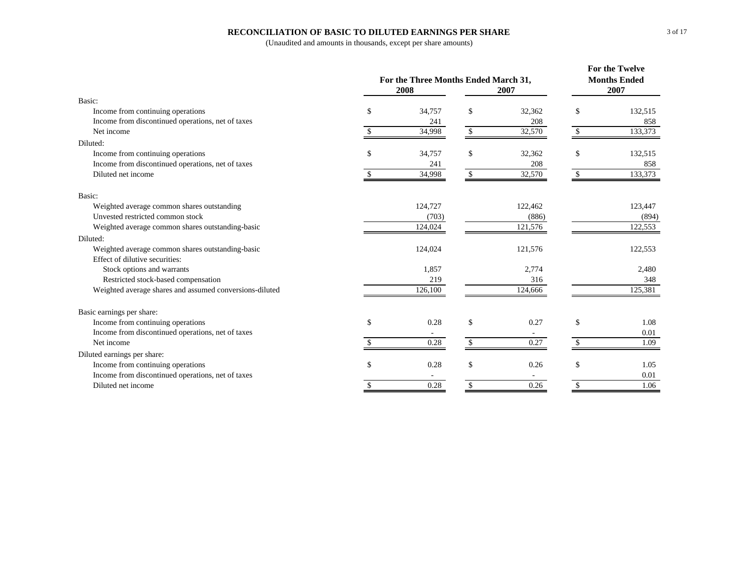# RECONCILIATION OF BASIC TO DILUTED EARNINGS PER SHARE

(Unaudited and amounts in thousands, except per share amounts)

| | For the Three Months Ended March 31, 2008 | For the Three Months Ended March 31, 2007 | For the Twelve Months Ended 2007 |
|---|---|---|---|
| Basic: | | | |
| Income from continuing operations | $ 34,757 | $ 32,362 | $ 132,515 |
| Income from discontinued operations, net of taxes | 241 | 208 | 858 |
| Net income | $ 34,998 | $ 32,570 | $ 133,373 |
| Diluted: | | | |
| Income from continuing operations | $ 34,757 | $ 32,362 | $ 132,515 |
| Income from discontinued operations, net of taxes | 241 | 208 | 858 |
| Diluted net income | $ 34,998 | $ 32,570 | $ 133,373 |
| | | | |
| Basic: | | | |
| Weighted average common shares outstanding | 124,727 | 122,462 | 123,447 |
| Unvested restricted common stock | (703) | (886) | (894) |
| Weighted average common shares outstanding-basic | 124,024 | 121,576 | 122,553 |
| Diluted: | | | |
| Weighted average common shares outstanding-basic | 124,024 | 121,576 | 122,553 |
| Effect of dilutive securities: | | | |
| Stock options and warrants | 1,857 | 2,774 | 2,480 |
| Restricted stock-based compensation | 219 | 316 | 348 |
| Weighted average shares and assumed conversions-diluted | 126,100 | 124,666 | 125,381 |
| | | | |
| Basic earnings per share: | | | |
| Income from continuing operations | $ 0.28 | $ 0.27 | $ 1.08 |
| Income from discontinued operations, net of taxes | - | - | 0.01 |
| Net income | $ 0.28 | $ 0.27 | $ 1.09 |
| Diluted earnings per share: | | | |
| Income from continuing operations | $ 0.28 | $ 0.26 | $ 1.05 |
| Income from discontinued operations, net of taxes | - | - | 0.01 |
| Diluted net income | $ 0.28 | $ 0.26 | $ 1.06 |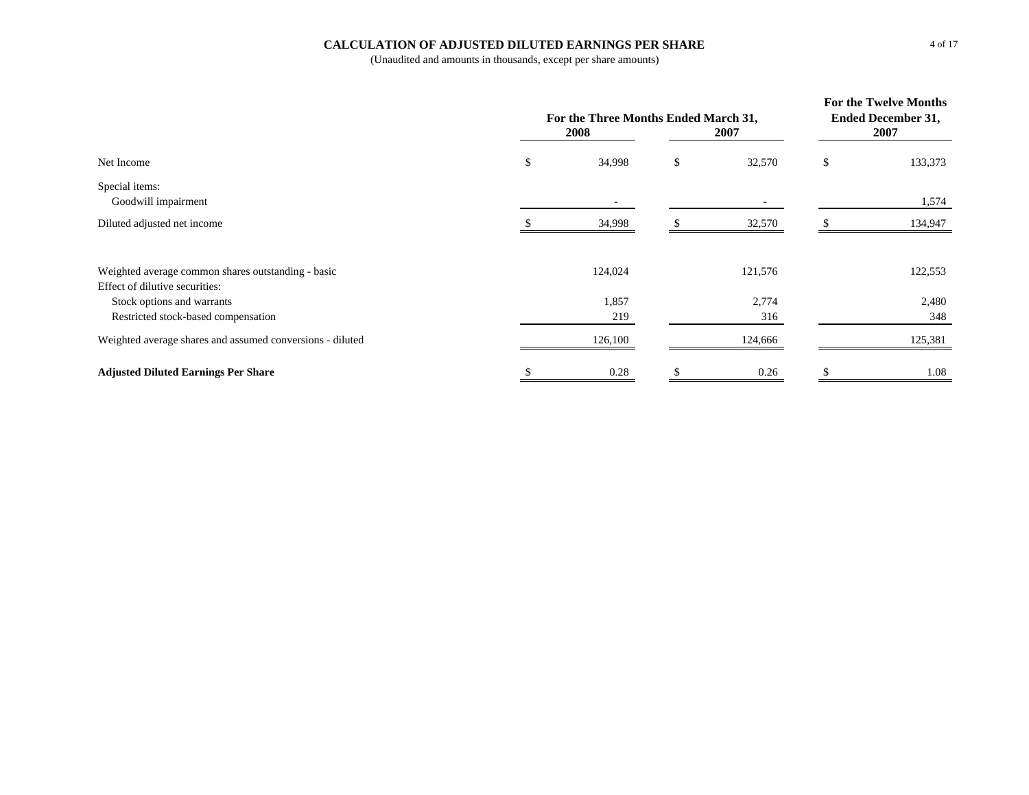# CALCULATION OF ADJUSTED DILUTED EARNINGS PER SHARE

(Unaudited and amounts in thousands, except per share amounts)

| | For the Three Months Ended March 31, 2008 | For the Three Months Ended March 31, 2007 | For the Twelve Months Ended December 31, 2007 |
|---|---|---|---|
| Net Income | $ 34,998 | $ 32,570 | $ 133,373 |
| Special items: | | | |
| Goodwill impairment | - | - | 1,574 |
| Diluted adjusted net income | $ 34,998 | $ 32,570 | $ 134,947 |
| | | | |
| Weighted average common shares outstanding - basic | 124,024 | 121,576 | 122,553 |
| Effect of dilutive securities: | | | |
| Stock options and warrants | 1,857 | 2,774 | 2,480 |
| Restricted stock-based compensation | 219 | 316 | 348 |
| Weighted average shares and assumed conversions - diluted | 126,100 | 124,666 | 125,381 |
| | | | |
| **Adjusted Diluted Earnings Per Share** | $ 0.28 | $ 0.26 | $ 1.08 |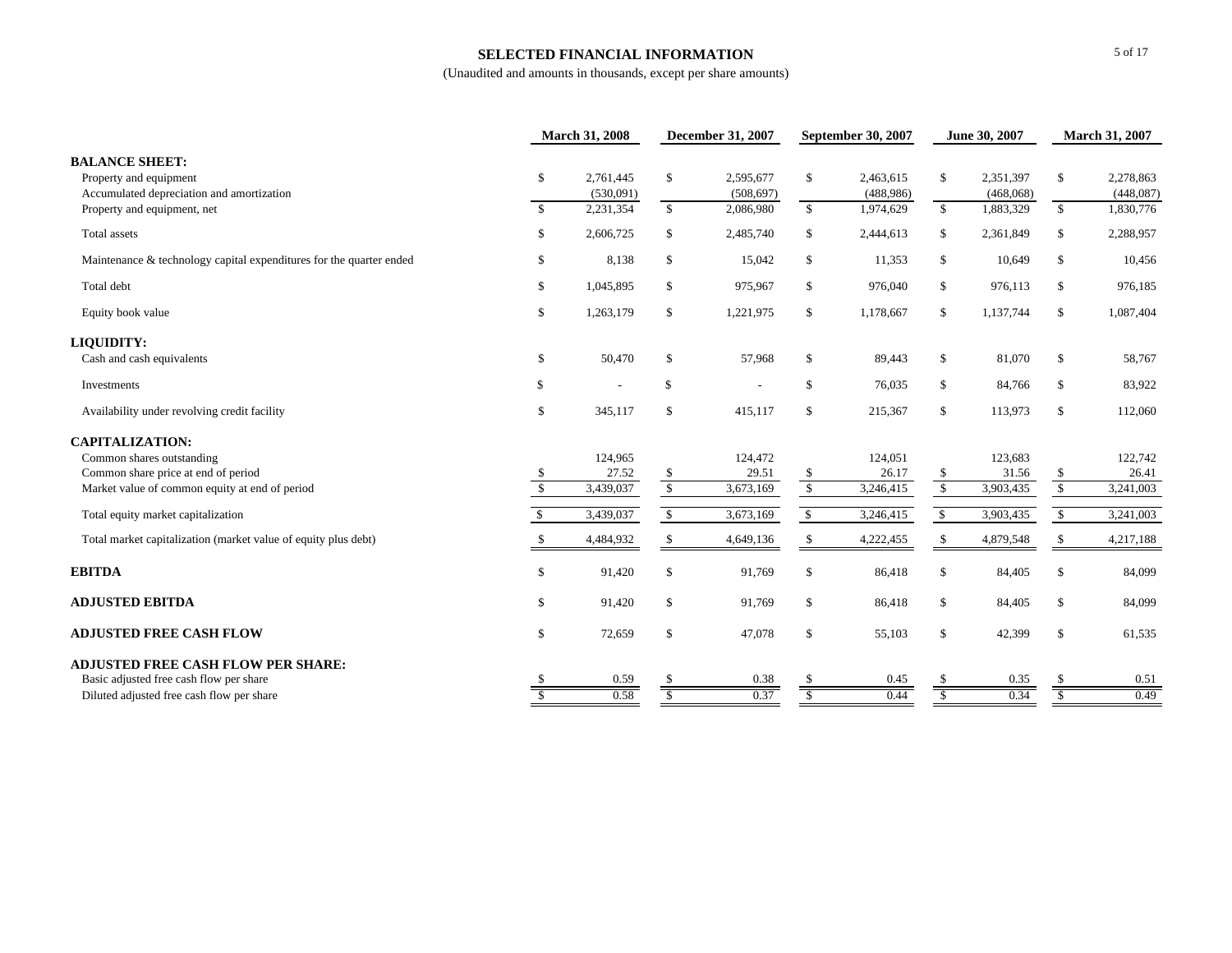## SELECTED FINANCIAL INFORMATION

(Unaudited and amounts in thousands, except per share amounts)

| | March 31, 2008 | December 31, 2007 | September 30, 2007 | June 30, 2007 | March 31, 2007 |
|---|---|---|---|---|---|
| **BALANCE SHEET:** | | | | | |
| Property and equipment | $ 2,761,445 | $ 2,595,677 | $ 2,463,615 | $ 2,351,397 | $ 2,278,863 |
| Accumulated depreciation and amortization | (530,091) | (508,697) | (488,986) | (468,068) | (448,087) |
| Property and equipment, net | $ 2,231,354 | $ 2,086,980 | $ 1,974,629 | $ 1,883,329 | $ 1,830,776 |
| Total assets | $ 2,606,725 | $ 2,485,740 | $ 2,444,613 | $ 2,361,849 | $ 2,288,957 |
| Maintenance & technology capital expenditures for the quarter ended | $ 8,138 | $ 15,042 | $ 11,353 | $ 10,649 | $ 10,456 |
| Total debt | $ 1,045,895 | $ 975,967 | $ 976,040 | $ 976,113 | $ 976,185 |
| Equity book value | $ 1,263,179 | $ 1,221,975 | $ 1,178,667 | $ 1,137,744 | $ 1,087,404 |
| **LIQUIDITY:** | | | | | |
| Cash and cash equivalents | $ 50,470 | $ 57,968 | $ 89,443 | $ 81,070 | $ 58,767 |
| Investments | $ - | $ - | $ 76,035 | $ 84,766 | $ 83,922 |
| Availability under revolving credit facility | $ 345,117 | $ 415,117 | $ 215,367 | $ 113,973 | $ 112,060 |
| **CAPITALIZATION:** | | | | | |
| Common shares outstanding | 124,965 | 124,472 | 124,051 | 123,683 | 122,742 |
| Common share price at end of period | $ 27.52 | $ 29.51 | $ 26.17 | $ 31.56 | $ 26.41 |
| Market value of common equity at end of period | $ 3,439,037 | $ 3,673,169 | $ 3,246,415 | $ 3,903,435 | $ 3,241,003 |
| Total equity market capitalization | $ 3,439,037 | $ 3,673,169 | $ 3,246,415 | $ 3,903,435 | $ 3,241,003 |
| Total market capitalization (market value of equity plus debt) | $ 4,484,932 | $ 4,649,136 | $ 4,222,455 | $ 4,879,548 | $ 4,217,188 |
| **EBITDA** | $ 91,420 | $ 91,769 | $ 86,418 | $ 84,405 | $ 84,099 |
| **ADJUSTED EBITDA** | $ 91,420 | $ 91,769 | $ 86,418 | $ 84,405 | $ 84,099 |
| **ADJUSTED FREE CASH FLOW** | $ 72,659 | $ 47,078 | $ 55,103 | $ 42,399 | $ 61,535 |
| **ADJUSTED FREE CASH FLOW PER SHARE:** | | | | | |
| Basic adjusted free cash flow per share | $ 0.59 | $ 0.38 | $ 0.45 | $ 0.35 | $ 0.51 |
| Diluted adjusted free cash flow per share | $ 0.58 | $ 0.37 | $ 0.44 | $ 0.34 | $ 0.49 |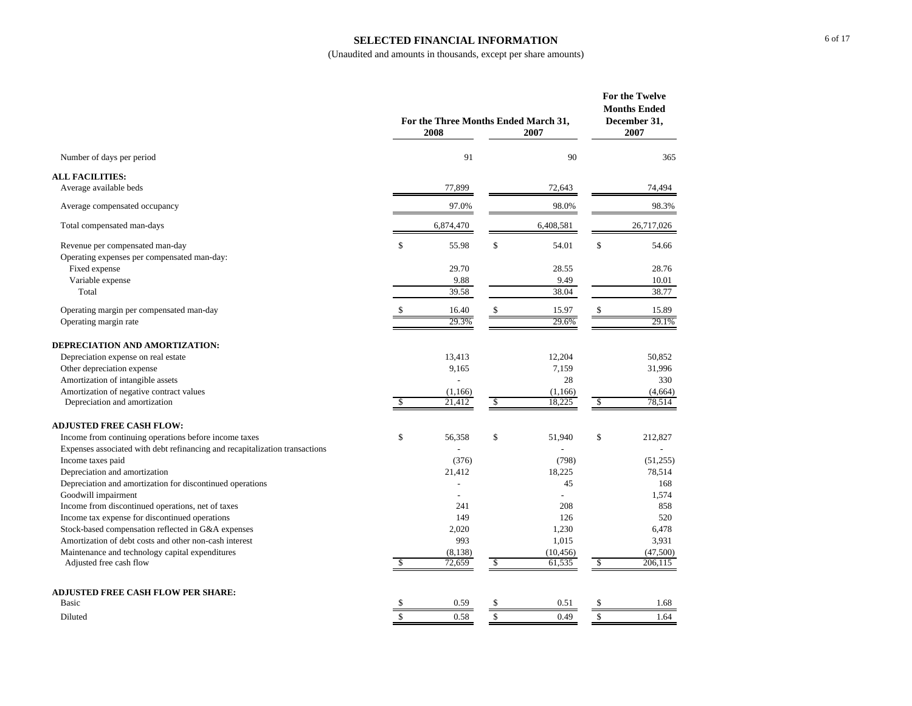# SELECTED FINANCIAL INFORMATION

(Unaudited and amounts in thousands, except per share amounts)

| | For the Three Months Ended March 31, 2008 | For the Three Months Ended March 31, 2007 | For the Twelve Months Ended December 31, 2007 |
|---|---|---|---|
| Number of days per period | 91 | 90 | 365 |
| **ALL FACILITIES:** | | | |
| Average available beds | 77,899 | 72,643 | 74,494 |
| Average compensated occupancy | 97.0% | 98.0% | 98.3% |
| Total compensated man-days | 6,874,470 | 6,408,581 | 26,717,026 |
| Revenue per compensated man-day | $ 55.98 | $ 54.01 | $ 54.66 |
| Operating expenses per compensated man-day: | | | |
| Fixed expense | 29.70 | 28.55 | 28.76 |
| Variable expense | 9.88 | 9.49 | 10.01 |
| Total | 39.58 | 38.04 | 38.77 |
| Operating margin per compensated man-day | $ 16.40 | $ 15.97 | $ 15.89 |
| Operating margin rate | 29.3% | 29.6% | 29.1% |
| **DEPRECIATION AND AMORTIZATION:** | | | |
| Depreciation expense on real estate | 13,413 | 12,204 | 50,852 |
| Other depreciation expense | 9,165 | 7,159 | 31,996 |
| Amortization of intangible assets | - | 28 | 330 |
| Amortization of negative contract values | (1,166) | (1,166) | (4,664) |
| Depreciation and amortization | $ 21,412 | $ 18,225 | $ 78,514 |
| **ADJUSTED FREE CASH FLOW:** | | | |
| Income from continuing operations before income taxes | $ 56,358 | $ 51,940 | $ 212,827 |
| Expenses associated with debt refinancing and recapitalization transactions | - | - | - |
| Income taxes paid | (376) | (798) | (51,255) |
| Depreciation and amortization | 21,412 | 18,225 | 78,514 |
| Depreciation and amortization for discontinued operations | - | 45 | 168 |
| Goodwill impairment | - | - | 1,574 |
| Income from discontinued operations, net of taxes | 241 | 208 | 858 |
| Income tax expense for discontinued operations | 149 | 126 | 520 |
| Stock-based compensation reflected in G&A expenses | 2,020 | 1,230 | 6,478 |
| Amortization of debt costs and other non-cash interest | 993 | 1,015 | 3,931 |
| Maintenance and technology capital expenditures | (8,138) | (10,456) | (47,500) |
| Adjusted free cash flow | $ 72,659 | $ 61,535 | $ 206,115 |
| **ADJUSTED FREE CASH FLOW PER SHARE:** | | | |
| Basic | $ 0.59 | $ 0.51 | $ 1.68 |
| Diluted | $ 0.58 | $ 0.49 | $ 1.64 |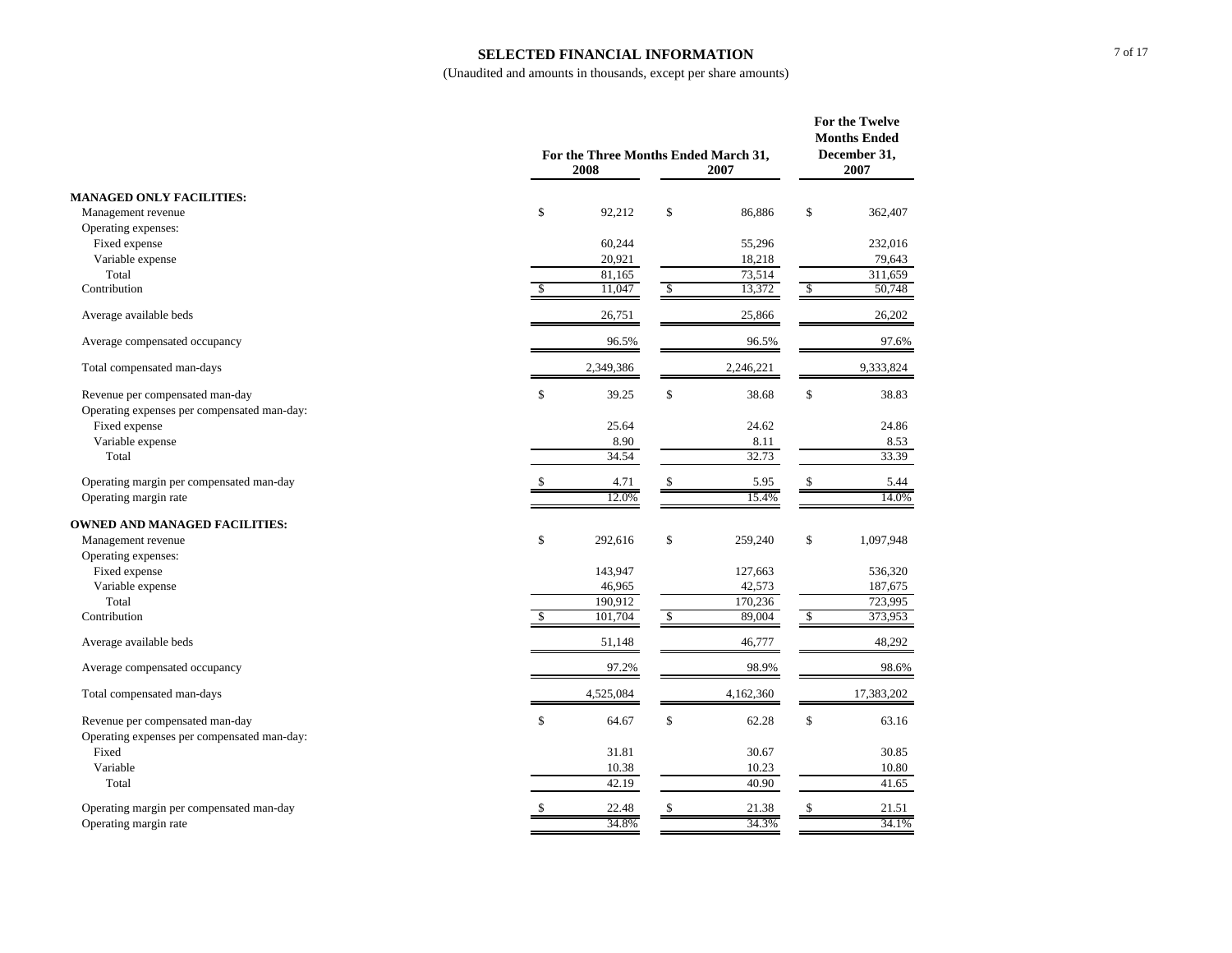# SELECTED FINANCIAL INFORMATION

(Unaudited and amounts in thousands, except per share amounts)

| | For the Three Months Ended March 31, 2008 | For the Three Months Ended March 31, 2007 | For the Twelve Months Ended December 31, 2007 |
|---|---|---|---|
| **MANAGED ONLY FACILITIES:** | | | |
| Management revenue | $ 92,212 | $ 86,886 | $ 362,407 |
| Operating expenses: | | | |
| Fixed expense | 60,244 | 55,296 | 232,016 |
| Variable expense | 20,921 | 18,218 | 79,643 |
| Total | 81,165 | 73,514 | 311,659 |
| Contribution | $ 11,047 | $ 13,372 | $ 50,748 |
| Average available beds | 26,751 | 25,866 | 26,202 |
| Average compensated occupancy | 96.5% | 96.5% | 97.6% |
| Total compensated man-days | 2,349,386 | 2,246,221 | 9,333,824 |
| Revenue per compensated man-day | $ 39.25 | $ 38.68 | $ 38.83 |
| Operating expenses per compensated man-day: | | | |
| Fixed expense | 25.64 | 24.62 | 24.86 |
| Variable expense | 8.90 | 8.11 | 8.53 |
| Total | 34.54 | 32.73 | 33.39 |
| Operating margin per compensated man-day | $ 4.71 | $ 5.95 | $ 5.44 |
| Operating margin rate | 12.0% | 15.4% | 14.0% |
| **OWNED AND MANAGED FACILITIES:** | | | |
| Management revenue | $ 292,616 | $ 259,240 | $ 1,097,948 |
| Operating expenses: | | | |
| Fixed expense | 143,947 | 127,663 | 536,320 |
| Variable expense | 46,965 | 42,573 | 187,675 |
| Total | 190,912 | 170,236 | 723,995 |
| Contribution | $ 101,704 | $ 89,004 | $ 373,953 |
| Average available beds | 51,148 | 46,777 | 48,292 |
| Average compensated occupancy | 97.2% | 98.9% | 98.6% |
| Total compensated man-days | 4,525,084 | 4,162,360 | 17,383,202 |
| Revenue per compensated man-day | $ 64.67 | $ 62.28 | $ 63.16 |
| Operating expenses per compensated man-day: | | | |
| Fixed | 31.81 | 30.67 | 30.85 |
| Variable | 10.38 | 10.23 | 10.80 |
| Total | 42.19 | 40.90 | 41.65 |
| Operating margin per compensated man-day | $ 22.48 | $ 21.38 | $ 21.51 |
| Operating margin rate | 34.8% | 34.3% | 34.1% |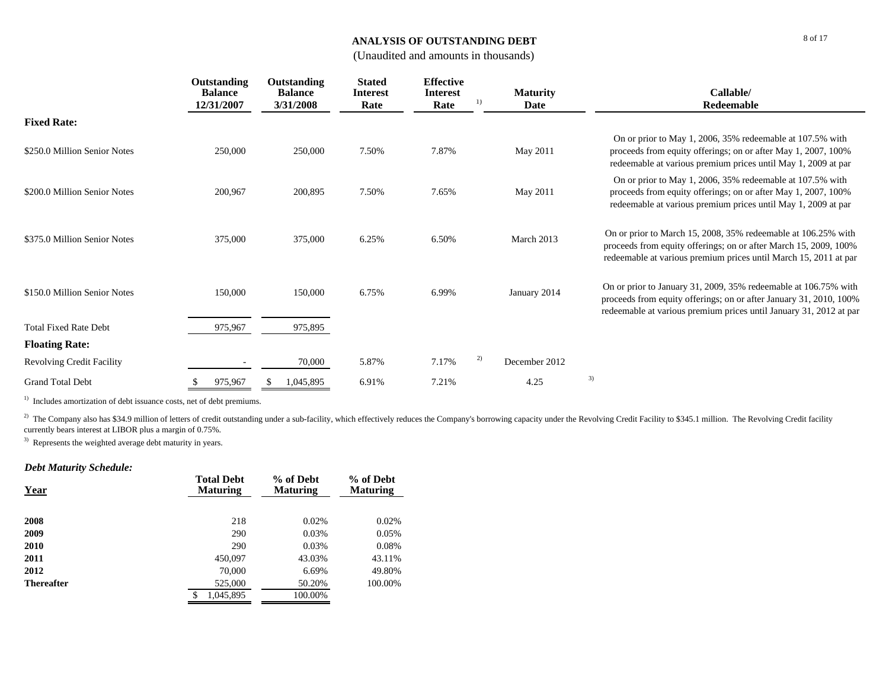## ANALYSIS OF OUTSTANDING DEBT

(Unaudited and amounts in thousands)

| | Outstanding Balance 12/31/2007 | Outstanding Balance 3/31/2008 | Stated Interest Rate | Effective Interest Rate [1] | Maturity Date | Callable/ Redeemable |
|---|---|---|---|---|---|---|
| **Fixed Rate:** | | | | | | |
| $250.0 Million Senior Notes | 250,000 | 250,000 | 7.50% | 7.87% | May 2011 | On or prior to May 1, 2006, 35% redeemable at 107.5% with proceeds from equity offerings; on or after May 1, 2007, 100% redeemable at various premium prices until May 1, 2009 at par |
| $200.0 Million Senior Notes | 200,967 | 200,895 | 7.50% | 7.65% | May 2011 | On or prior to May 1, 2006, 35% redeemable at 107.5% with proceeds from equity offerings; on or after May 1, 2007, 100% redeemable at various premium prices until May 1, 2009 at par |
| $375.0 Million Senior Notes | 375,000 | 375,000 | 6.25% | 6.50% | March 2013 | On or prior to March 15, 2008, 35% redeemable at 106.25% with proceeds from equity offerings; on or after March 15, 2009, 100% redeemable at various premium prices until March 15, 2011 at par |
| $150.0 Million Senior Notes | 150,000 | 150,000 | 6.75% | 6.99% | January 2014 | On or prior to January 31, 2009, 35% redeemable at 106.75% with proceeds from equity offerings; on or after January 31, 2010, 100% redeemable at various premium prices until January 31, 2012 at par |
| Total Fixed Rate Debt | 975,967 | 975,895 | | | | |
| **Floating Rate:** | | | | | | |
| Revolving Credit Facility | - | 70,000 | 5.87% | 7.17% [2] | December 2012 | |
| Grand Total Debt | $ 975,967 | $ 1,045,895 | 6.91% | 7.21% | 4.25 [3] | |

[1] Includes amortization of debt issuance costs, net of debt premiums.

[2] The Company also has $34.9 million of letters of credit outstanding under a sub-facility, which effectively reduces the Company's borrowing capacity under the Revolving Credit Facility to $345.1 million. The Revolving Credit facility currently bears interest at LIBOR plus a margin of 0.75%.

[3] Represents the weighted average debt maturity in years.

### *Debt Maturity Schedule:*

| Year | Total Debt Maturing | % of Debt Maturing | % of Debt Maturing |
|---|---|---|---|
| **2008** | 218 | 0.02% | 0.02% |
| **2009** | 290 | 0.03% | 0.05% |
| **2010** | 290 | 0.03% | 0.08% |
| **2011** | 450,097 | 43.03% | 43.11% |
| **2012** | 70,000 | 6.69% | 49.80% |
| **Thereafter** | 525,000 | 50.20% | 100.00% |
| | $ 1,045,895 | 100.00% | |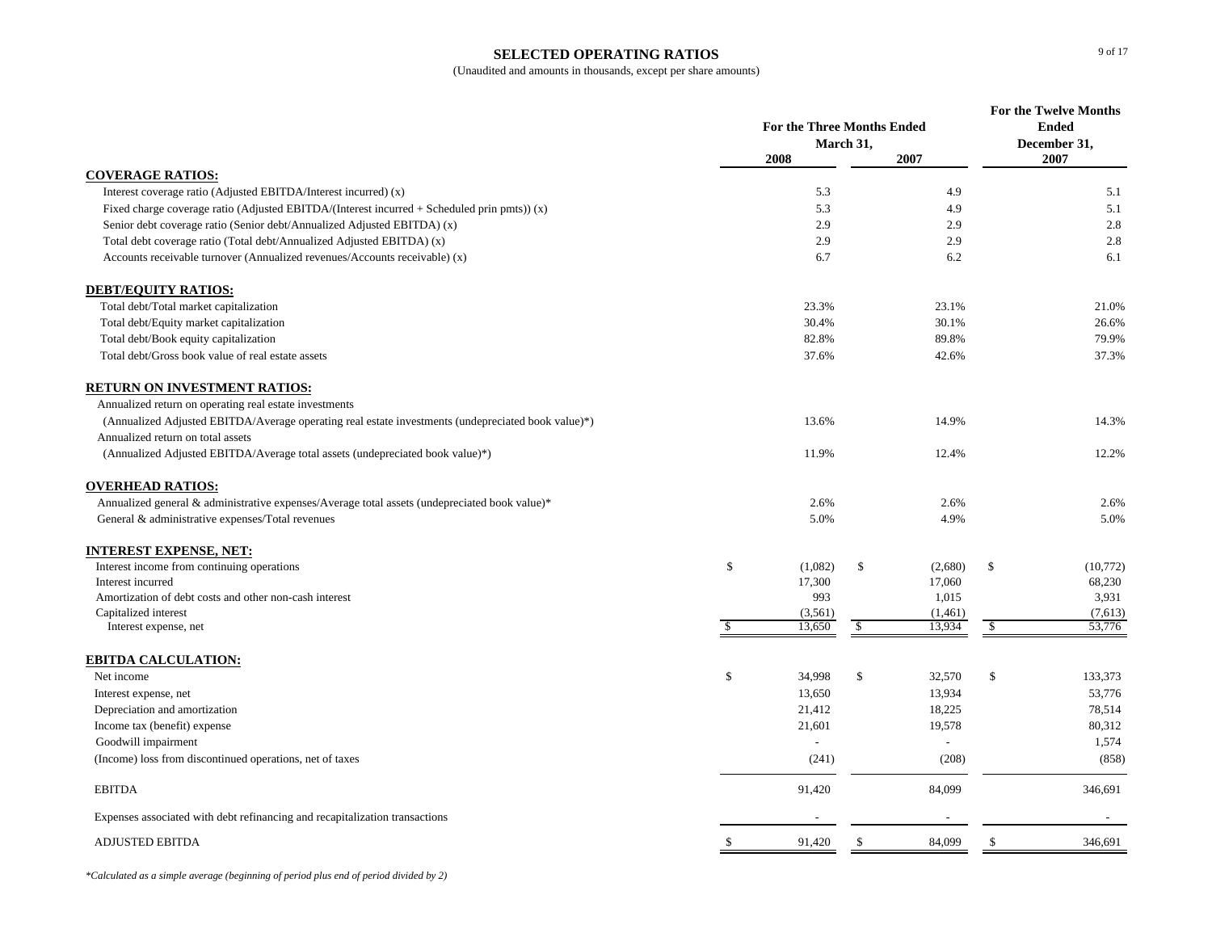# SELECTED OPERATING RATIOS

(Unaudited and amounts in thousands, except per share amounts)

| | For the Three Months Ended March 31, 2008 | For the Three Months Ended March 31, 2007 | For the Twelve Months Ended December 31, 2007 |
|---|---|---|---|
| **COVERAGE RATIOS:** | | | |
| Interest coverage ratio (Adjusted EBITDA/Interest incurred) (x) | 5.3 | 4.9 | 5.1 |
| Fixed charge coverage ratio (Adjusted EBITDA/(Interest incurred + Scheduled prin pmts)) (x) | 5.3 | 4.9 | 5.1 |
| Senior debt coverage ratio (Senior debt/Annualized Adjusted EBITDA) (x) | 2.9 | 2.9 | 2.8 |
| Total debt coverage ratio (Total debt/Annualized Adjusted EBITDA) (x) | 2.9 | 2.9 | 2.8 |
| Accounts receivable turnover (Annualized revenues/Accounts receivable) (x) | 6.7 | 6.2 | 6.1 |
| **DEBT/EQUITY RATIOS:** | | | |
| Total debt/Total market capitalization | 23.3% | 23.1% | 21.0% |
| Total debt/Equity market capitalization | 30.4% | 30.1% | 26.6% |
| Total debt/Book equity capitalization | 82.8% | 89.8% | 79.9% |
| Total debt/Gross book value of real estate assets | 37.6% | 42.6% | 37.3% |
| **RETURN ON INVESTMENT RATIOS:** | | | |
| Annualized return on operating real estate investments (Annualized Adjusted EBITDA/Average operating real estate investments (undepreciated book value)*) | 13.6% | 14.9% | 14.3% |
| Annualized return on total assets (Annualized Adjusted EBITDA/Average total assets (undepreciated book value)*) | 11.9% | 12.4% | 12.2% |
| **OVERHEAD RATIOS:** | | | |
| Annualized general & administrative expenses/Average total assets (undepreciated book value)* | 2.6% | 2.6% | 2.6% |
| General & administrative expenses/Total revenues | 5.0% | 4.9% | 5.0% |
| **INTEREST EXPENSE, NET:** | | | |
| Interest income from continuing operations | $ (1,082) | $ (2,680) | $ (10,772) |
| Interest incurred | 17,300 | 17,060 | 68,230 |
| Amortization of debt costs and other non-cash interest | 993 | 1,015 | 3,931 |
| Capitalized interest | (3,561) | (1,461) | (7,613) |
| Interest expense, net | $ 13,650 | $ 13,934 | $ 53,776 |
| **EBITDA CALCULATION:** | | | |
| Net income | $ 34,998 | $ 32,570 | $ 133,373 |
| Interest expense, net | 13,650 | 13,934 | 53,776 |
| Depreciation and amortization | 21,412 | 18,225 | 78,514 |
| Income tax (benefit) expense | 21,601 | 19,578 | 80,312 |
| Goodwill impairment | - | - | 1,574 |
| (Income) loss from discontinued operations, net of taxes | (241) | (208) | (858) |
| EBITDA | 91,420 | 84,099 | 346,691 |
| Expenses associated with debt refinancing and recapitalization transactions | - | - | - |
| ADJUSTED EBITDA | $ 91,420 | $ 84,099 | $ 346,691 |

*\*Calculated as a simple average (beginning of period plus end of period divided by 2)*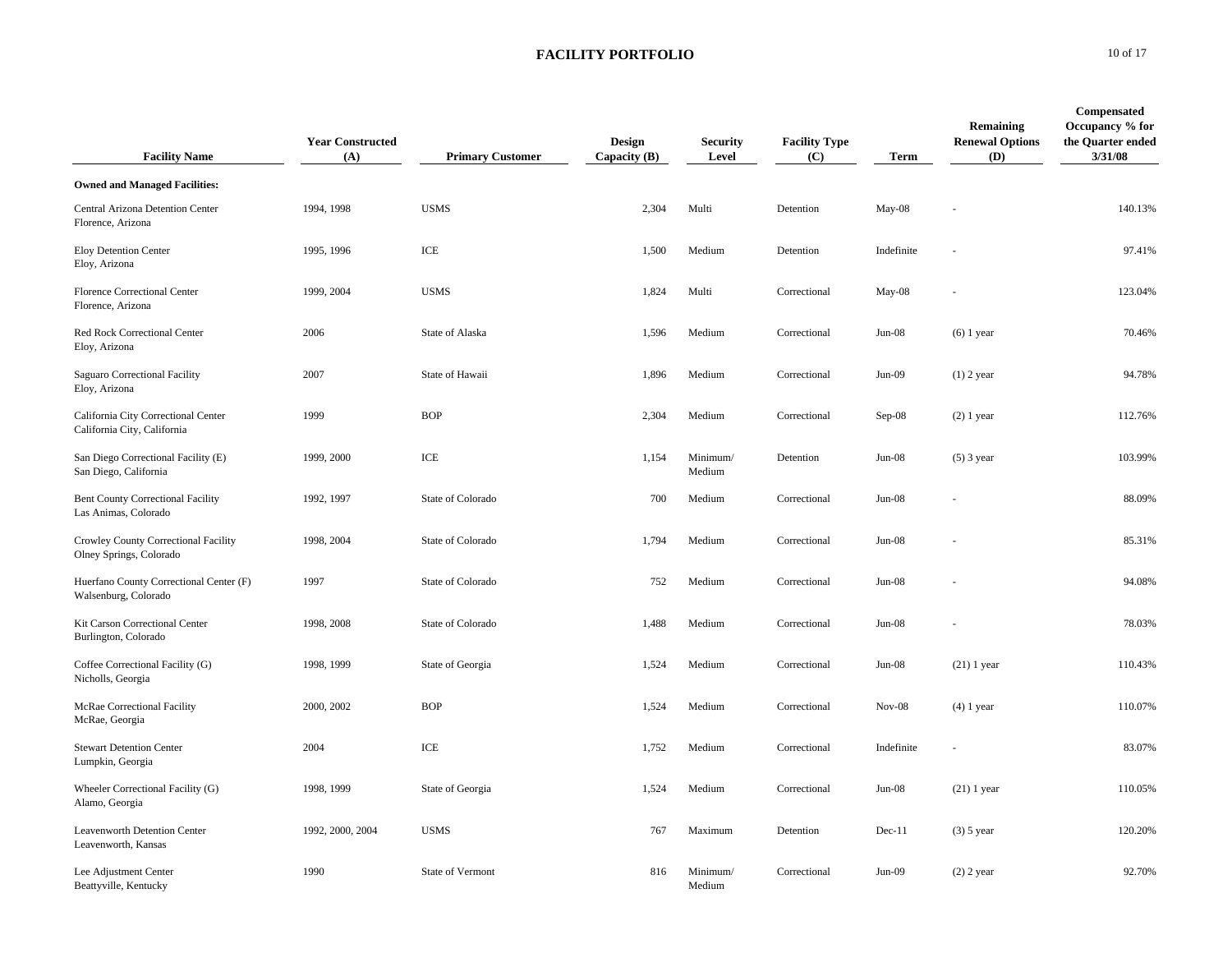# FACILITY PORTFOLIO

| Facility Name | Year Constructed (A) | Primary Customer | Design Capacity (B) | Security Level | Facility Type (C) | Term | Remaining Renewal Options (D) | Compensated Occupancy % for the Quarter ended 3/31/08 |
|---|---|---|---|---|---|---|---|---|
| **Owned and Managed Facilities:** | | | | | | | | |
| Central Arizona Detention Center<br>Florence, Arizona | 1994, 1998 | USMS | 2,304 | Multi | Detention | May-08 | - | 140.13% |
| Eloy Detention Center<br>Eloy, Arizona | 1995, 1996 | ICE | 1,500 | Medium | Detention | Indefinite | - | 97.41% |
| Florence Correctional Center<br>Florence, Arizona | 1999, 2004 | USMS | 1,824 | Multi | Correctional | May-08 | - | 123.04% |
| Red Rock Correctional Center<br>Eloy, Arizona | 2006 | State of Alaska | 1,596 | Medium | Correctional | Jun-08 | (6) 1 year | 70.46% |
| Saguaro Correctional Facility<br>Eloy, Arizona | 2007 | State of Hawaii | 1,896 | Medium | Correctional | Jun-09 | (1) 2 year | 94.78% |
| California City Correctional Center<br>California City, California | 1999 | BOP | 2,304 | Medium | Correctional | Sep-08 | (2) 1 year | 112.76% |
| San Diego Correctional Facility (E)<br>San Diego, California | 1999, 2000 | ICE | 1,154 | Minimum/ Medium | Detention | Jun-08 | (5) 3 year | 103.99% |
| Bent County Correctional Facility<br>Las Animas, Colorado | 1992, 1997 | State of Colorado | 700 | Medium | Correctional | Jun-08 | - | 88.09% |
| Crowley County Correctional Facility<br>Olney Springs, Colorado | 1998, 2004 | State of Colorado | 1,794 | Medium | Correctional | Jun-08 | - | 85.31% |
| Huerfano County Correctional Center (F)<br>Walsenburg, Colorado | 1997 | State of Colorado | 752 | Medium | Correctional | Jun-08 | - | 94.08% |
| Kit Carson Correctional Center<br>Burlington, Colorado | 1998, 2008 | State of Colorado | 1,488 | Medium | Correctional | Jun-08 | - | 78.03% |
| Coffee Correctional Facility (G)<br>Nicholls, Georgia | 1998, 1999 | State of Georgia | 1,524 | Medium | Correctional | Jun-08 | (21) 1 year | 110.43% |
| McRae Correctional Facility<br>McRae, Georgia | 2000, 2002 | BOP | 1,524 | Medium | Correctional | Nov-08 | (4) 1 year | 110.07% |
| Stewart Detention Center<br>Lumpkin, Georgia | 2004 | ICE | 1,752 | Medium | Correctional | Indefinite | - | 83.07% |
| Wheeler Correctional Facility (G)<br>Alamo, Georgia | 1998, 1999 | State of Georgia | 1,524 | Medium | Correctional | Jun-08 | (21) 1 year | 110.05% |
| Leavenworth Detention Center<br>Leavenworth, Kansas | 1992, 2000, 2004 | USMS | 767 | Maximum | Detention | Dec-11 | (3) 5 year | 120.20% |
| Lee Adjustment Center<br>Beattyville, Kentucky | 1990 | State of Vermont | 816 | Minimum/ Medium | Correctional | Jun-09 | (2) 2 year | 92.70% |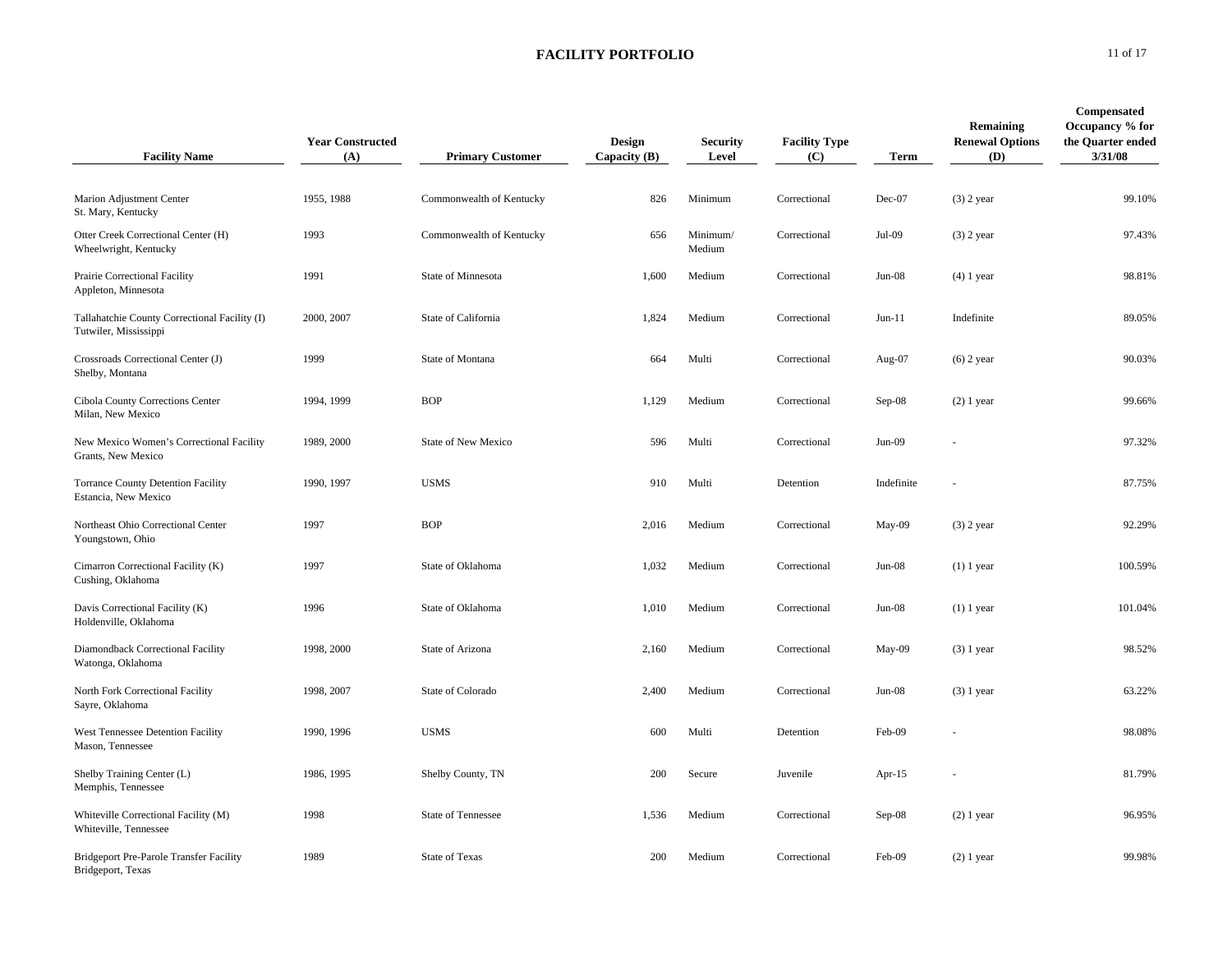## FACILITY PORTFOLIO

| Facility Name | Year Constructed (A) | Primary Customer | Design Capacity (B) | Security Level | Facility Type (C) | Term | Remaining Renewal Options (D) | Compensated Occupancy % for the Quarter ended 3/31/08 |
|---|---|---|---|---|---|---|---|---|
| Marion Adjustment Center<br>St. Mary, Kentucky | 1955, 1988 | Commonwealth of Kentucky | 826 | Minimum | Correctional | Dec-07 | (3) 2 year | 99.10% |
| Otter Creek Correctional Center (H)<br>Wheelwright, Kentucky | 1993 | Commonwealth of Kentucky | 656 | Minimum/ Medium | Correctional | Jul-09 | (3) 2 year | 97.43% |
| Prairie Correctional Facility<br>Appleton, Minnesota | 1991 | State of Minnesota | 1,600 | Medium | Correctional | Jun-08 | (4) 1 year | 98.81% |
| Tallahatchie County Correctional Facility (I)<br>Tutwiler, Mississippi | 2000, 2007 | State of California | 1,824 | Medium | Correctional | Jun-11 | Indefinite | 89.05% |
| Crossroads Correctional Center (J)<br>Shelby, Montana | 1999 | State of Montana | 664 | Multi | Correctional | Aug-07 | (6) 2 year | 90.03% |
| Cibola County Corrections Center<br>Milan, New Mexico | 1994, 1999 | BOP | 1,129 | Medium | Correctional | Sep-08 | (2) 1 year | 99.66% |
| New Mexico Women's Correctional Facility<br>Grants, New Mexico | 1989, 2000 | State of New Mexico | 596 | Multi | Correctional | Jun-09 | - | 97.32% |
| Torrance County Detention Facility<br>Estancia, New Mexico | 1990, 1997 | USMS | 910 | Multi | Detention | Indefinite | - | 87.75% |
| Northeast Ohio Correctional Center<br>Youngstown, Ohio | 1997 | BOP | 2,016 | Medium | Correctional | May-09 | (3) 2 year | 92.29% |
| Cimarron Correctional Facility (K)<br>Cushing, Oklahoma | 1997 | State of Oklahoma | 1,032 | Medium | Correctional | Jun-08 | (1) 1 year | 100.59% |
| Davis Correctional Facility (K)<br>Holdenville, Oklahoma | 1996 | State of Oklahoma | 1,010 | Medium | Correctional | Jun-08 | (1) 1 year | 101.04% |
| Diamondback Correctional Facility<br>Watonga, Oklahoma | 1998, 2000 | State of Arizona | 2,160 | Medium | Correctional | May-09 | (3) 1 year | 98.52% |
| North Fork Correctional Facility<br>Sayre, Oklahoma | 1998, 2007 | State of Colorado | 2,400 | Medium | Correctional | Jun-08 | (3) 1 year | 63.22% |
| West Tennessee Detention Facility<br>Mason, Tennessee | 1990, 1996 | USMS | 600 | Multi | Detention | Feb-09 | - | 98.08% |
| Shelby Training Center (L)<br>Memphis, Tennessee | 1986, 1995 | Shelby County, TN | 200 | Secure | Juvenile | Apr-15 | - | 81.79% |
| Whiteville Correctional Facility (M)<br>Whiteville, Tennessee | 1998 | State of Tennessee | 1,536 | Medium | Correctional | Sep-08 | (2) 1 year | 96.95% |
| Bridgeport Pre-Parole Transfer Facility<br>Bridgeport, Texas | 1989 | State of Texas | 200 | Medium | Correctional | Feb-09 | (2) 1 year | 99.98% |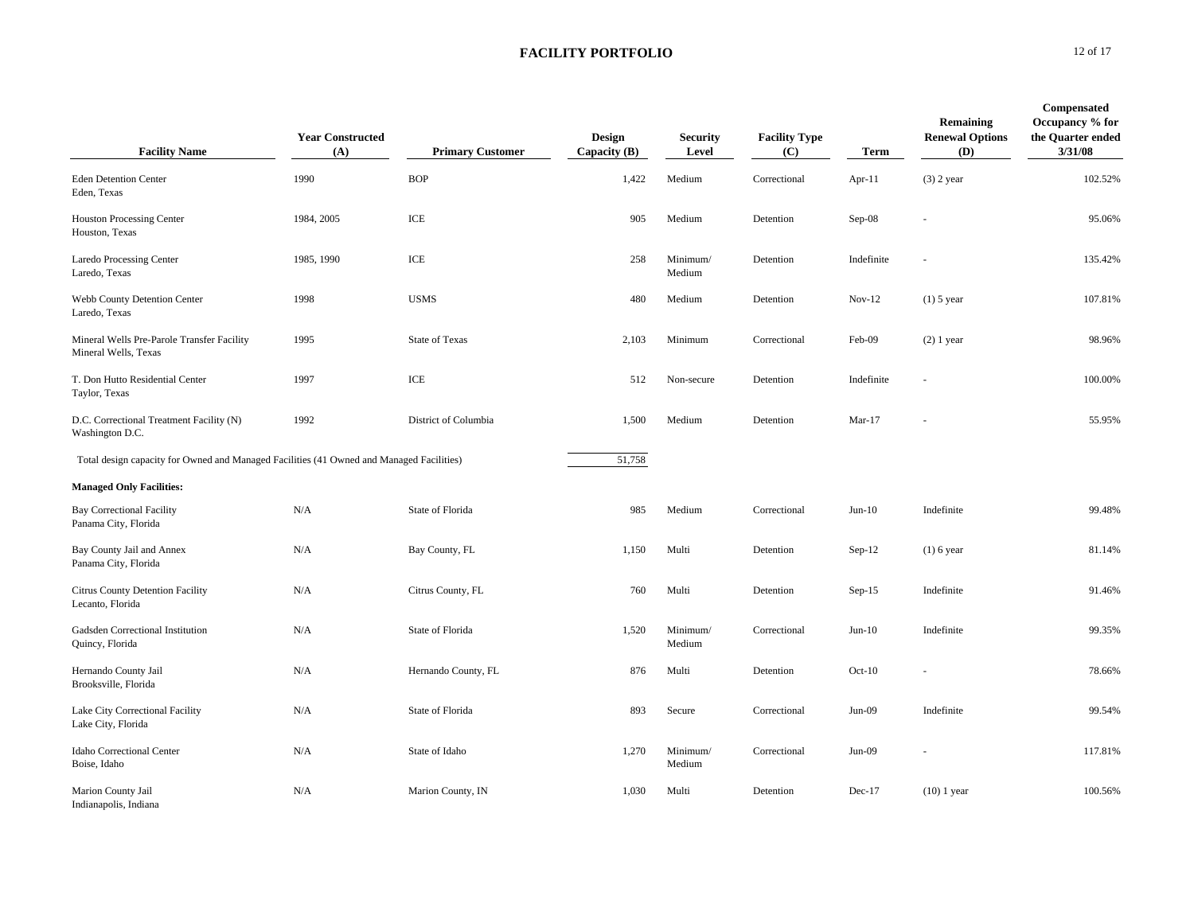## FACILITY PORTFOLIO

| Facility Name | Year Constructed (A) | Primary Customer | Design Capacity (B) | Security Level | Facility Type (C) | Term | Remaining Renewal Options (D) | Compensated Occupancy % for the Quarter ended 3/31/08 |
|---|---|---|---|---|---|---|---|---|
| Eden Detention Center<br>Eden, Texas | 1990 | BOP | 1,422 | Medium | Correctional | Apr-11 | (3) 2 year | 102.52% |
| Houston Processing Center<br>Houston, Texas | 1984, 2005 | ICE | 905 | Medium | Detention | Sep-08 | - | 95.06% |
| Laredo Processing Center<br>Laredo, Texas | 1985, 1990 | ICE | 258 | Minimum/ Medium | Detention | Indefinite | - | 135.42% |
| Webb County Detention Center<br>Laredo, Texas | 1998 | USMS | 480 | Medium | Detention | Nov-12 | (1) 5 year | 107.81% |
| Mineral Wells Pre-Parole Transfer Facility<br>Mineral Wells, Texas | 1995 | State of Texas | 2,103 | Minimum | Correctional | Feb-09 | (2) 1 year | 98.96% |
| T. Don Hutto Residential Center<br>Taylor, Texas | 1997 | ICE | 512 | Non-secure | Detention | Indefinite | - | 100.00% |
| D.C. Correctional Treatment Facility (N)<br>Washington D.C. | 1992 | District of Columbia | 1,500 | Medium | Detention | Mar-17 | - | 55.95% |
| Total design capacity for Owned and Managed Facilities (41 Owned and Managed Facilities) | | | 51,758 | | | | | |
| **Managed Only Facilities:** | | | | | | | | |
| Bay Correctional Facility<br>Panama City, Florida | N/A | State of Florida | 985 | Medium | Correctional | Jun-10 | Indefinite | 99.48% |
| Bay County Jail and Annex<br>Panama City, Florida | N/A | Bay County, FL | 1,150 | Multi | Detention | Sep-12 | (1) 6 year | 81.14% |
| Citrus County Detention Facility<br>Lecanto, Florida | N/A | Citrus County, FL | 760 | Multi | Detention | Sep-15 | Indefinite | 91.46% |
| Gadsden Correctional Institution<br>Quincy, Florida | N/A | State of Florida | 1,520 | Minimum/ Medium | Correctional | Jun-10 | Indefinite | 99.35% |
| Hernando County Jail<br>Brooksville, Florida | N/A | Hernando County, FL | 876 | Multi | Detention | Oct-10 | - | 78.66% |
| Lake City Correctional Facility<br>Lake City, Florida | N/A | State of Florida | 893 | Secure | Correctional | Jun-09 | Indefinite | 99.54% |
| Idaho Correctional Center<br>Boise, Idaho | N/A | State of Idaho | 1,270 | Minimum/ Medium | Correctional | Jun-09 | - | 117.81% |
| Marion County Jail<br>Indianapolis, Indiana | N/A | Marion County, IN | 1,030 | Multi | Detention | Dec-17 | (10) 1 year | 100.56% |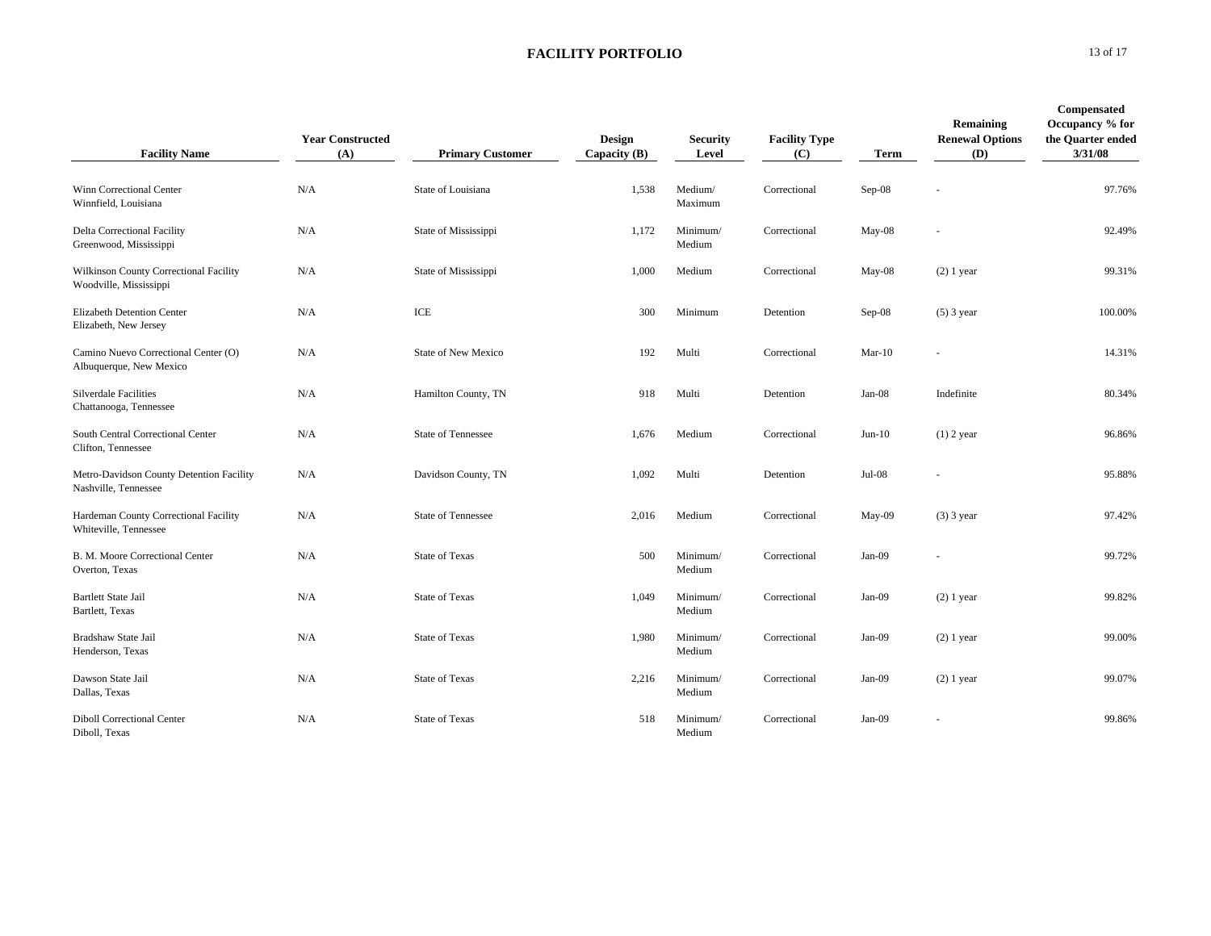# FACILITY PORTFOLIO

| Facility Name | Year Constructed (A) | Primary Customer | Design Capacity (B) | Security Level | Facility Type (C) | Term | Remaining Renewal Options (D) | Compensated Occupancy % for the Quarter ended 3/31/08 |
|---|---|---|---|---|---|---|---|---|
| Winn Correctional Center<br>Winnfield, Louisiana | N/A | State of Louisiana | 1,538 | Medium/ Maximum | Correctional | Sep-08 | - | 97.76% |
| Delta Correctional Facility<br>Greenwood, Mississippi | N/A | State of Mississippi | 1,172 | Minimum/ Medium | Correctional | May-08 | - | 92.49% |
| Wilkinson County Correctional Facility<br>Woodville, Mississippi | N/A | State of Mississippi | 1,000 | Medium | Correctional | May-08 | (2) 1 year | 99.31% |
| Elizabeth Detention Center<br>Elizabeth, New Jersey | N/A | ICE | 300 | Minimum | Detention | Sep-08 | (5) 3 year | 100.00% |
| Camino Nuevo Correctional Center (O)<br>Albuquerque, New Mexico | N/A | State of New Mexico | 192 | Multi | Correctional | Mar-10 | - | 14.31% |
| Silverdale Facilities<br>Chattanooga, Tennessee | N/A | Hamilton County, TN | 918 | Multi | Detention | Jan-08 | Indefinite | 80.34% |
| South Central Correctional Center<br>Clifton, Tennessee | N/A | State of Tennessee | 1,676 | Medium | Correctional | Jun-10 | (1) 2 year | 96.86% |
| Metro-Davidson County Detention Facility<br>Nashville, Tennessee | N/A | Davidson County, TN | 1,092 | Multi | Detention | Jul-08 | - | 95.88% |
| Hardeman County Correctional Facility<br>Whiteville, Tennessee | N/A | State of Tennessee | 2,016 | Medium | Correctional | May-09 | (3) 3 year | 97.42% |
| B. M. Moore Correctional Center<br>Overton, Texas | N/A | State of Texas | 500 | Minimum/ Medium | Correctional | Jan-09 | - | 99.72% |
| Bartlett State Jail<br>Bartlett, Texas | N/A | State of Texas | 1,049 | Minimum/ Medium | Correctional | Jan-09 | (2) 1 year | 99.82% |
| Bradshaw State Jail<br>Henderson, Texas | N/A | State of Texas | 1,980 | Minimum/ Medium | Correctional | Jan-09 | (2) 1 year | 99.00% |
| Dawson State Jail<br>Dallas, Texas | N/A | State of Texas | 2,216 | Minimum/ Medium | Correctional | Jan-09 | (2) 1 year | 99.07% |
| Diboll Correctional Center<br>Diboll, Texas | N/A | State of Texas | 518 | Minimum/ Medium | Correctional | Jan-09 | - | 99.86% |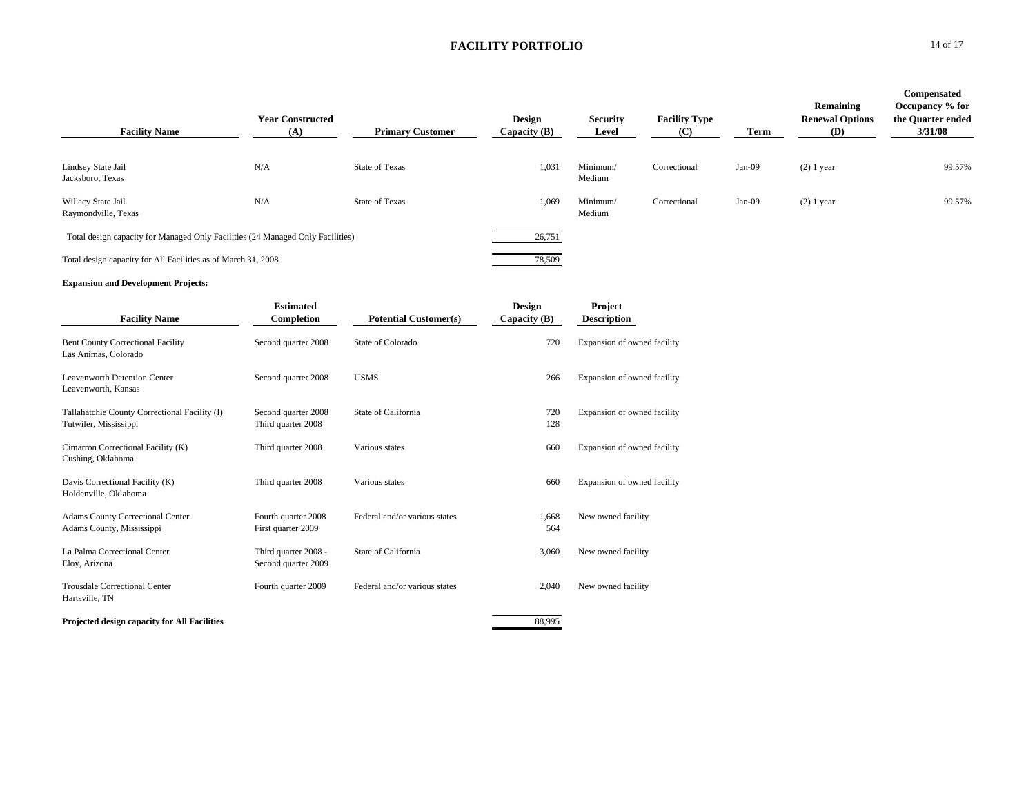# FACILITY PORTFOLIO

| Facility Name | Year Constructed (A) | Primary Customer | Design Capacity (B) | Security Level | Facility Type (C) | Term | Remaining Renewal Options (D) | Compensated Occupancy % for the Quarter ended 3/31/08 |
|---|---|---|---|---|---|---|---|---|
| Lindsey State Jail<br>Jacksboro, Texas | N/A | State of Texas | 1,031 | Minimum/<br>Medium | Correctional | Jan-09 | (2) 1 year | 99.57% |
| Willacy State Jail<br>Raymondville, Texas | N/A | State of Texas | 1,069 | Minimum/<br>Medium | Correctional | Jan-09 | (2) 1 year | 99.57% |
| Total design capacity for Managed Only Facilities (24 Managed Only Facilities) | | | 26,751 | | | | | |
| Total design capacity for All Facilities as of March 31, 2008 | | | 78,509 | | | | | |

**Expansion and Development Projects:**

| Facility Name | Estimated Completion | Potential Customer(s) | Design Capacity (B) | Project Description |
|---|---|---|---|---|
| Bent County Correctional Facility<br>Las Animas, Colorado | Second quarter 2008 | State of Colorado | 720 | Expansion of owned facility |
| Leavenworth Detention Center<br>Leavenworth, Kansas | Second quarter 2008 | USMS | 266 | Expansion of owned facility |
| Tallahatchie County Correctional Facility (I)<br>Tutwiler, Mississippi | Second quarter 2008<br>Third quarter 2008 | State of California | 720<br>128 | Expansion of owned facility |
| Cimarron Correctional Facility (K)<br>Cushing, Oklahoma | Third quarter 2008 | Various states | 660 | Expansion of owned facility |
| Davis Correctional Facility (K)<br>Holdenville, Oklahoma | Third quarter 2008 | Various states | 660 | Expansion of owned facility |
| Adams County Correctional Center<br>Adams County, Mississippi | Fourth quarter 2008<br>First quarter 2009 | Federal and/or various states | 1,668<br>564 | New owned facility |
| La Palma Correctional Center<br>Eloy, Arizona | Third quarter 2008 -<br>Second quarter 2009 | State of California | 3,060 | New owned facility |
| Trousdale Correctional Center<br>Hartsville, TN | Fourth quarter 2009 | Federal and/or various states | 2,040 | New owned facility |
| **Projected design capacity for All Facilities** | | | 88,995 | |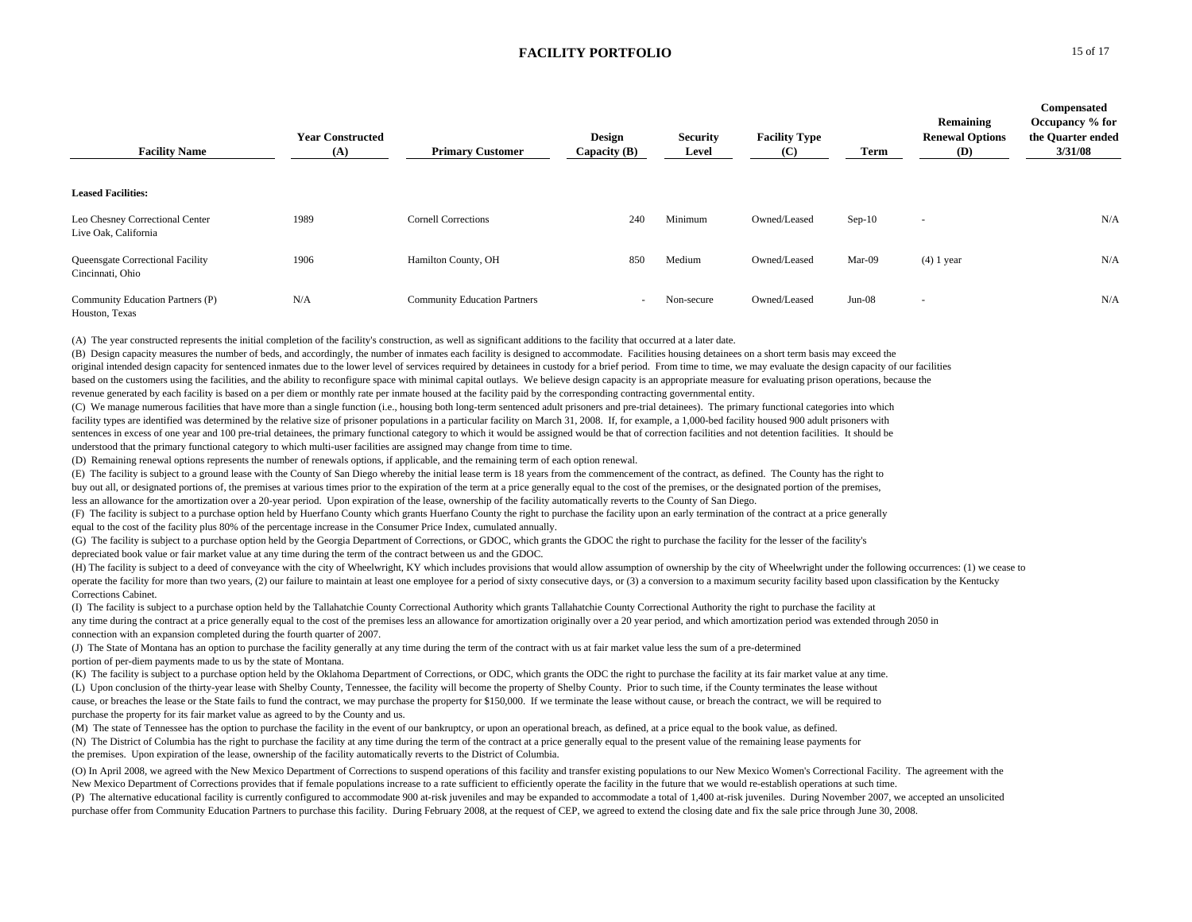## FACILITY PORTFOLIO

| Facility Name | Year Constructed (A) | Primary Customer | Design Capacity (B) | Security Level | Facility Type (C) | Term | Remaining Renewal Options (D) | Compensated Occupancy % for the Quarter ended 3/31/08 |
|---|---|---|---|---|---|---|---|---|
| **Leased Facilities:** | | | | | | | | |
| Leo Chesney Correctional Center<br>Live Oak, California | 1989 | Cornell Corrections | 240 | Minimum | Owned/Leased | Sep-10 | - | N/A |
| Queensgate Correctional Facility<br>Cincinnati, Ohio | 1906 | Hamilton County, OH | 850 | Medium | Owned/Leased | Mar-09 | (4) 1 year | N/A |
| Community Education Partners (P)<br>Houston, Texas | N/A | Community Education Partners | - | Non-secure | Owned/Leased | Jun-08 | - | N/A |

(A) The year constructed represents the initial completion of the facility's construction, as well as significant additions to the facility that occurred at a later date.

(B) Design capacity measures the number of beds, and accordingly, the number of inmates each facility is designed to accommodate. Facilities housing detainees on a short term basis may exceed the original intended design capacity for sentenced inmates due to the lower level of services required by detainees in custody for a brief period. From time to time, we may evaluate the design capacity of our facilities based on the customers using the facilities, and the ability to reconfigure space with minimal capital outlays. We believe design capacity is an appropriate measure for evaluating prison operations, because the revenue generated by each facility is based on a per diem or monthly rate per inmate housed at the facility paid by the corresponding contracting governmental entity.

(C) We manage numerous facilities that have more than a single function (i.e., housing both long-term sentenced adult prisoners and pre-trial detainees). The primary functional categories into which facility types are identified was determined by the relative size of prisoner populations in a particular facility on March 31, 2008. If, for example, a 1,000-bed facility housed 900 adult prisoners with sentences in excess of one year and 100 pre-trial detainees, the primary functional category to which it would be assigned would be that of correction facilities and not detention facilities. It should be understood that the primary functional category to which multi-user facilities are assigned may change from time to time.

(D) Remaining renewal options represents the number of renewals options, if applicable, and the remaining term of each option renewal.

(E) The facility is subject to a ground lease with the County of San Diego whereby the initial lease term is 18 years from the commencement of the contract, as defined. The County has the right to buy out all, or designated portions of, the premises at various times prior to the expiration of the term at a price generally equal to the cost of the premises, or the designated portion of the premises, less an allowance for the amortization over a 20-year period. Upon expiration of the lease, ownership of the facility automatically reverts to the County of San Diego.

(F) The facility is subject to a purchase option held by Huerfano County which grants Huerfano County the right to purchase the facility upon an early termination of the contract at a price generally equal to the cost of the facility plus 80% of the percentage increase in the Consumer Price Index, cumulated annually.

(G) The facility is subject to a purchase option held by the Georgia Department of Corrections, or GDOC, which grants the GDOC the right to purchase the facility for the lesser of the facility's depreciated book value or fair market value at any time during the term of the contract between us and the GDOC.

(H) The facility is subject to a deed of conveyance with the city of Wheelwright, KY which includes provisions that would allow assumption of ownership by the city of Wheelwright under the following occurrences: (1) we cease to operate the facility for more than two years, (2) our failure to maintain at least one employee for a period of sixty consecutive days, or (3) a conversion to a maximum security facility based upon classification by the Kentucky Corrections Cabinet.

(I) The facility is subject to a purchase option held by the Tallahatchie County Correctional Authority which grants Tallahatchie County Correctional Authority the right to purchase the facility at any time during the contract at a price generally equal to the cost of the premises less an allowance for amortization originally over a 20 year period, and which amortization period was extended through 2050 in connection with an expansion completed during the fourth quarter of 2007.

(J) The State of Montana has an option to purchase the facility generally at any time during the term of the contract with us at fair market value less the sum of a pre-determined portion of per-diem payments made to us by the state of Montana.

(K) The facility is subject to a purchase option held by the Oklahoma Department of Corrections, or ODC, which grants the ODC the right to purchase the facility at its fair market value at any time.

(L) Upon conclusion of the thirty-year lease with Shelby County, Tennessee, the facility will become the property of Shelby County. Prior to such time, if the County terminates the lease without cause, or breaches the lease or the State fails to fund the contract, we may purchase the property for $150,000. If we terminate the lease without cause, or breach the contract, we will be required to purchase the property for its fair market value as agreed to by the County and us.

(M) The state of Tennessee has the option to purchase the facility in the event of our bankruptcy, or upon an operational breach, as defined, at a price equal to the book value, as defined.

(N) The District of Columbia has the right to purchase the facility at any time during the term of the contract at a price generally equal to the present value of the remaining lease payments for the premises. Upon expiration of the lease, ownership of the facility automatically reverts to the District of Columbia.

(O) In April 2008, we agreed with the New Mexico Department of Corrections to suspend operations of this facility and transfer existing populations to our New Mexico Women's Correctional Facility. The agreement with the New Mexico Department of Corrections provides that if female populations increase to a rate sufficient to efficiently operate the facility in the future that we would re-establish operations at such time.

(P) The alternative educational facility is currently configured to accommodate 900 at-risk juveniles and may be expanded to accommodate a total of 1,400 at-risk juveniles. During November 2007, we accepted an unsolicited purchase offer from Community Education Partners to purchase this facility. During February 2008, at the request of CEP, we agreed to extend the closing date and fix the sale price through June 30, 2008.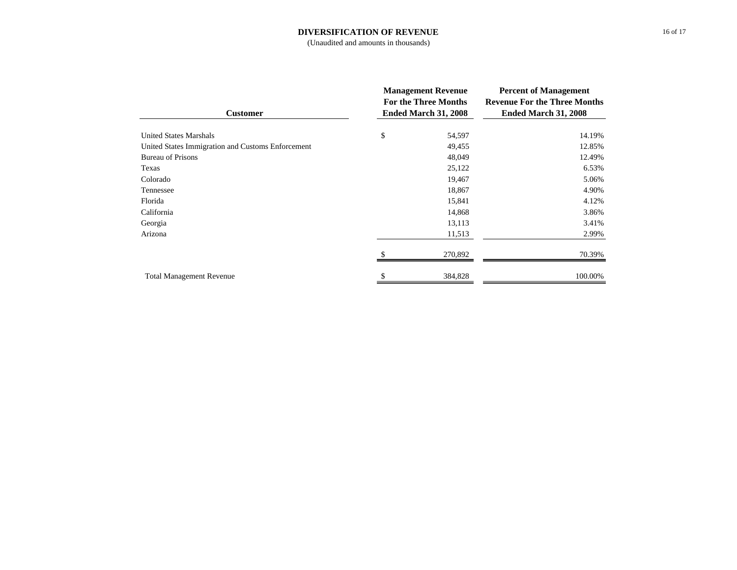# DIVERSIFICATION OF REVENUE

(Unaudited and amounts in thousands)

| Customer | Management Revenue For the Three Months Ended March 31, 2008 | Percent of Management Revenue For the Three Months Ended March 31, 2008 |
|---|---|---|
| United States Marshals | $ 54,597 | 14.19% |
| United States Immigration and Customs Enforcement | 49,455 | 12.85% |
| Bureau of Prisons | 48,049 | 12.49% |
| Texas | 25,122 | 6.53% |
| Colorado | 19,467 | 5.06% |
| Tennessee | 18,867 | 4.90% |
| Florida | 15,841 | 4.12% |
| California | 14,868 | 3.86% |
| Georgia | 13,113 | 3.41% |
| Arizona | 11,513 | 2.99% |
| | $ 270,892 | 70.39% |
| Total Management Revenue | $ 384,828 | 100.00% |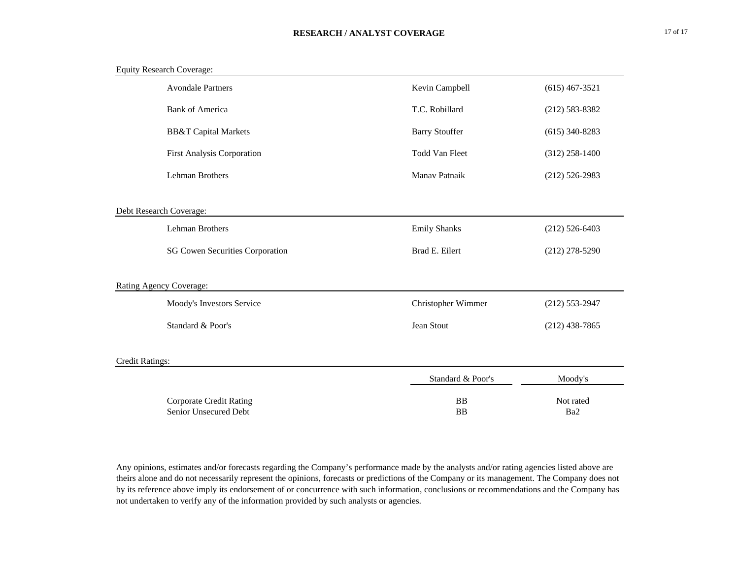# RESEARCH / ANALYST COVERAGE

## Equity Research Coverage:

| | | |
|---|---|---|
| Avondale Partners | Kevin Campbell | (615) 467-3521 |
| Bank of America | T.C. Robillard | (212) 583-8382 |
| BB&T Capital Markets | Barry Stouffer | (615) 340-8283 |
| First Analysis Corporation | Todd Van Fleet | (312) 258-1400 |
| Lehman Brothers | Manav Patnaik | (212) 526-2983 |

## Debt Research Coverage:

| | | |
|---|---|---|
| Lehman Brothers | Emily Shanks | (212) 526-6403 |
| SG Cowen Securities Corporation | Brad E. Eilert | (212) 278-5290 |

## Rating Agency Coverage:

| | | |
|---|---|---|
| Moody's Investors Service | Christopher Wimmer | (212) 553-2947 |
| Standard & Poor's | Jean Stout | (212) 438-7865 |

## Credit Ratings:

| | Standard & Poor's | Moody's |
|---|---|---|
| Corporate Credit Rating | BB | Not rated |
| Senior Unsecured Debt | BB | Ba2 |

Any opinions, estimates and/or forecasts regarding the Company's performance made by the analysts and/or rating agencies listed above are theirs alone and do not necessarily represent the opinions, forecasts or predictions of the Company or its management. The Company does not by its reference above imply its endorsement of or concurrence with such information, conclusions or recommendations and the Company has not undertaken to verify any of the information provided by such analysts or agencies.